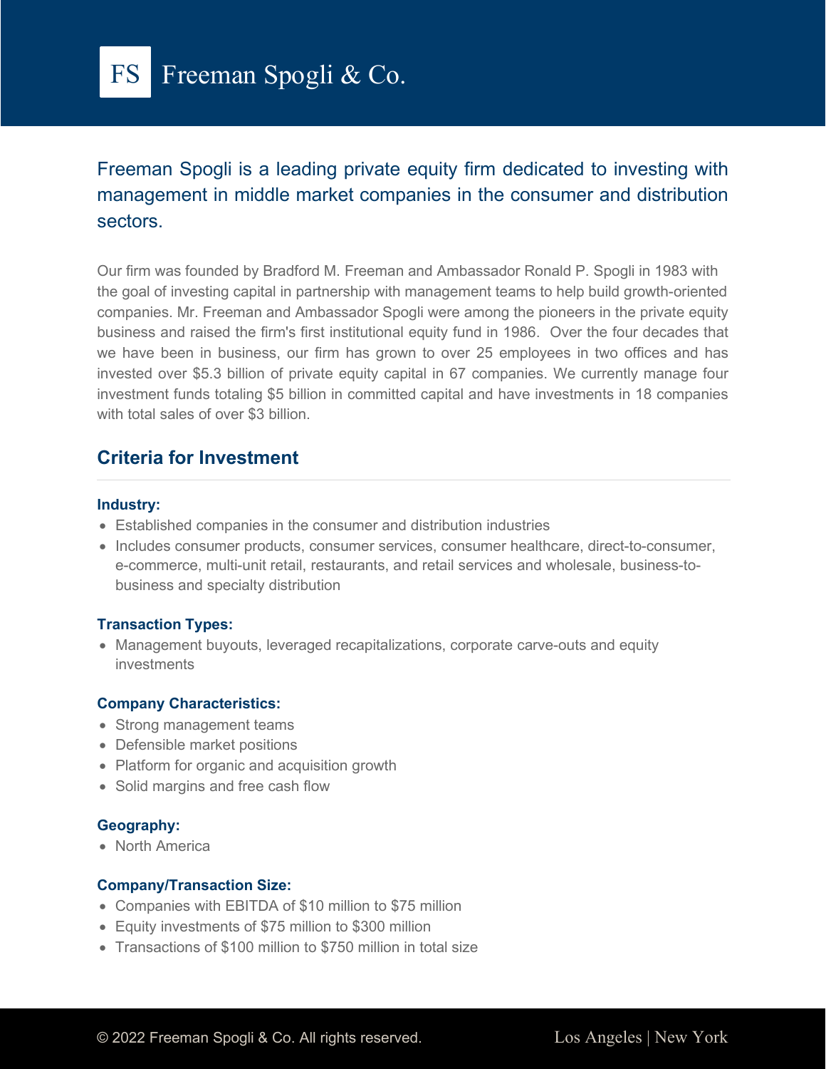# FS Freeman Spogli & Co.

Freeman Spogli is a leading private equity firm dedicated to investing with management in middle market companies in the consumer and distribution sectors.

Our firm was founded by Bradford M. Freeman and Ambassador Ronald P. Spogli in 1983 with the goal of investing capital in partnership with management teams to help build growth-oriented companies. Mr. Freeman and Ambassador Spogli were among the pioneers in the private equity business and raised the firm's first institutional equity fund in 1986. Over the four decades that we have been in business, our firm has grown to over 25 employees in two offices and has invested over $5.3 billion of private equity capital in 67 companies. We currently manage four investment funds totaling $5 billion in committed capital and have investments in 18 companies with total sales of over $3 billion.

## Criteria for Investment

### Industry:

- Established companies in the consumer and distribution industries
- Includes consumer products, consumer services, consumer healthcare, direct-to-consumer, e-commerce, multi-unit retail, restaurants, and retail services and wholesale, business-to-business and specialty distribution

### Transaction Types:

- Management buyouts, leveraged recapitalizations, corporate carve-outs and equity investments

### Company Characteristics:

- Strong management teams
- Defensible market positions
- Platform for organic and acquisition growth
- Solid margins and free cash flow

### Geography:

- North America

### Company/Transaction Size:

- Companies with EBITDA of $10 million to $75 million
- Equity investments of $75 million to $300 million
- Transactions of $100 million to $750 million in total size

© 2022 Freeman Spogli & Co. All rights reserved.

Los Angeles | New York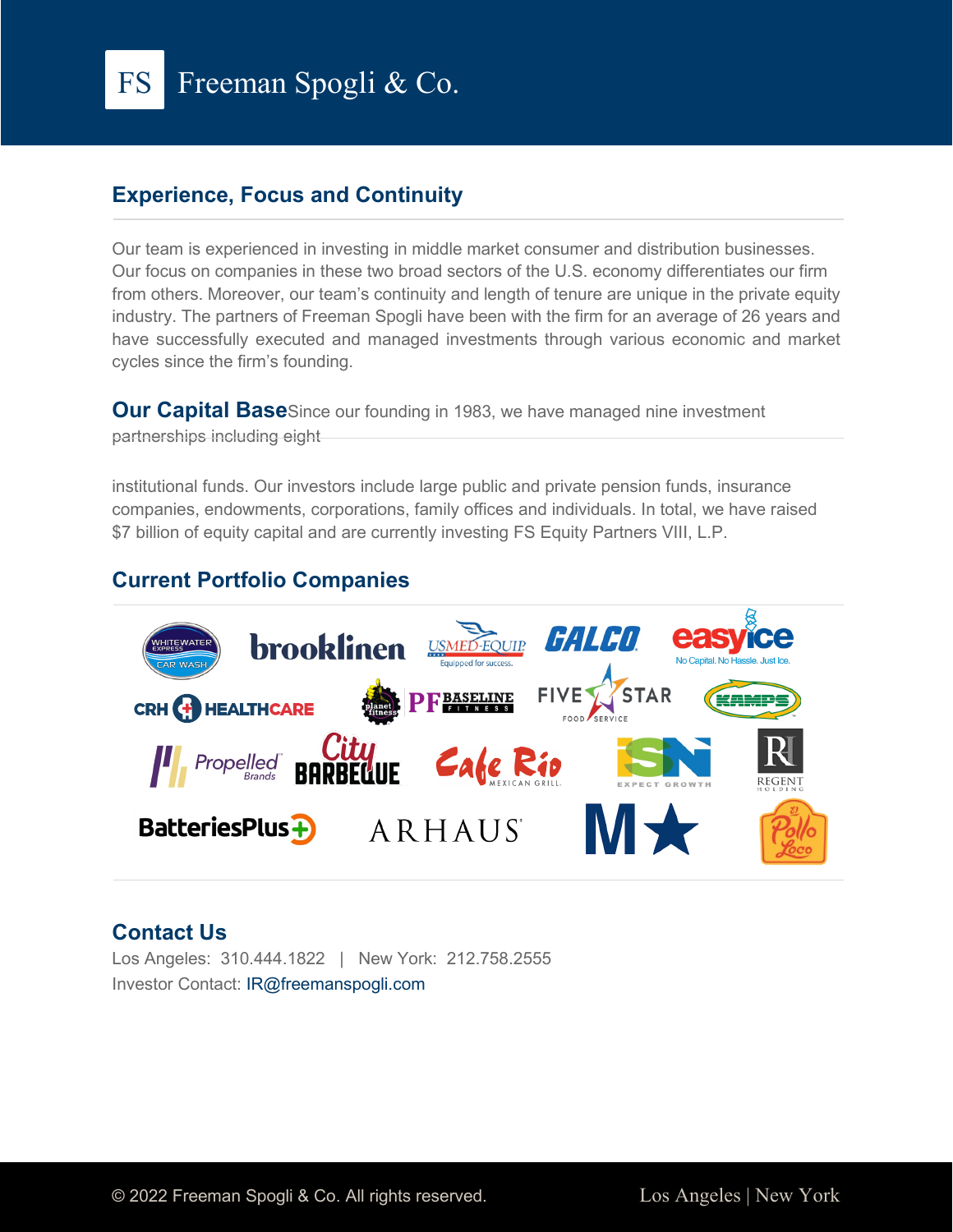# Freeman Spogli & Co.

## Experience, Focus and Continuity

Our team is experienced in investing in middle market consumer and distribution businesses. Our focus on companies in these two broad sectors of the U.S. economy differentiates our firm from others. Moreover, our team's continuity and length of tenure are unique in the private equity industry. The partners of Freeman Spogli have been with the firm for an average of 26 years and have successfully executed and managed investments through various economic and market cycles since the firm's founding.

## Our Capital Base

Since our founding in 1983, we have managed nine investment partnerships including eight institutional funds. Our investors include large public and private pension funds, insurance companies, endowments, corporations, family offices and individuals. In total, we have raised $7 billion of equity capital and are currently investing FS Equity Partners VIII, L.P.

## Current Portfolio Companies

Whitewater Express Car Wash
brooklinen
USMED-EQUIP Equipped for success.
GALCO
easyice No Capital. No Hassle. Just Ice.
CRH HEALTHCARE
planet fitness
PF BASELINE FITNESS
FIVE STAR FOOD SERVICE
KAMPS
Propelled Brands
City Barbeque
Cafe Rio Mexican Grill
ISN Expect Growth
Regent Holding
BatteriesPlus
ARHAUS
M★
El Pollo Loco

## Contact Us

Los Angeles: 310.444.1822 | New York: 212.758.2555

Investor Contact: IR@freemanspogli.com

© 2022 Freeman Spogli & Co. All rights reserved. Los Angeles | New York